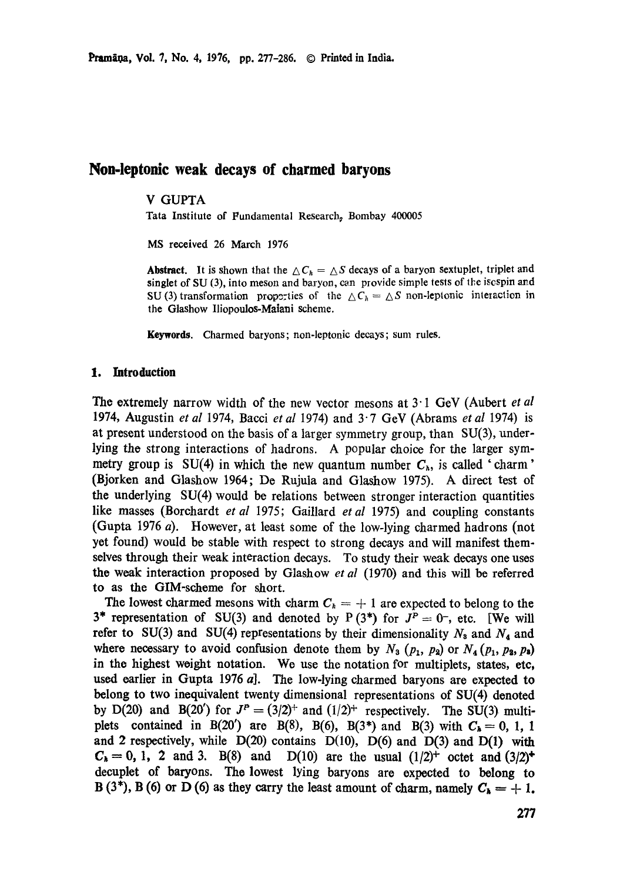# Non-leptonic weak decays of charmed baryons

V GUPTA

Tata Institute of Fundamental Research, Bombay 400005

MS received 26 March 1976

**Abstract.** It is shown that the $\triangle C_h = \triangle S$ decays of a baryon sextuplet, triplet and singlet of SU (3), into meson and baryon, can provide simple tests of the isospin and SU (3) transformation properties of the $\triangle C_h = \triangle S$ non-leptonic interaction in the Glashow Iliopoulos-Maiani scheme.

**Keywords.** Charmed baryons; non-leptonic decays; sum rules.

## 1. Introduction

The extremely narrow width of the new vector mesons at 3·1 GeV (Aubert *et al* 1974, Augustin *et al* 1974, Bacci *et al* 1974) and 3·7 GeV (Abrams *et al* 1974) is at present understood on the basis of a larger symmetry group, than SU(3), underlying the strong interactions of hadrons. A popular choice for the larger symmetry group is SU(4) in which the new quantum number $C_h$, is called 'charm' (Bjorken and Glashow 1964; De Rujula and Glashow 1975). A direct test of the underlying SU(4) would be relations between stronger interaction quantities like masses (Borchardt *et al* 1975; Gaillard *et al* 1975) and coupling constants (Gupta 1976 *a*). However, at least some of the low-lying charmed hadrons (not yet found) would be stable with respect to strong decays and will manifest themselves through their weak interaction decays. To study their weak decays one uses the weak interaction proposed by Glashow *et al* (1970) and this will be referred to as the GIM-scheme for short.

The lowest charmed mesons with charm $C_h = +1$ are expected to belong to the $3^*$ representation of SU(3) and denoted by P $(3^*)$ for $J^P = 0^-$, etc. [We will refer to SU(3) and SU(4) representations by their dimensionality $N_3$ and $N_4$ and where necessary to avoid confusion denote them by $N_3$ $(p_1, p_2)$ or $N_4$ $(p_1, p_2, p_3)$ in the highest weight notation. We use the notation for multiplets, states, etc, used earlier in Gupta 1976 *a*]. The low-lying charmed baryons are expected to belong to two inequivalent twenty dimensional representations of SU(4) denoted by D(20) and B(20′) for $J^P = (3/2)^+$ and $(1/2)^+$ respectively. The SU(3) multiplets contained in B(20′) are B(8), B(6), B$(3^*)$ and B(3) with $C_h = 0$, 1, 1 and 2 respectively, while D(20) contains D(10), D(6) and D(3) and D(1) with $C_h = 0$, 1, 2 and 3. B(8) and D(10) are the usual $(1/2)^+$ octet and $(3/2)^+$ decuplet of baryons. The lowest lying baryons are expected to belong to B $(3^*)$, B (6) or D (6) as they carry the least amount of charm, namely $C_h = +1$.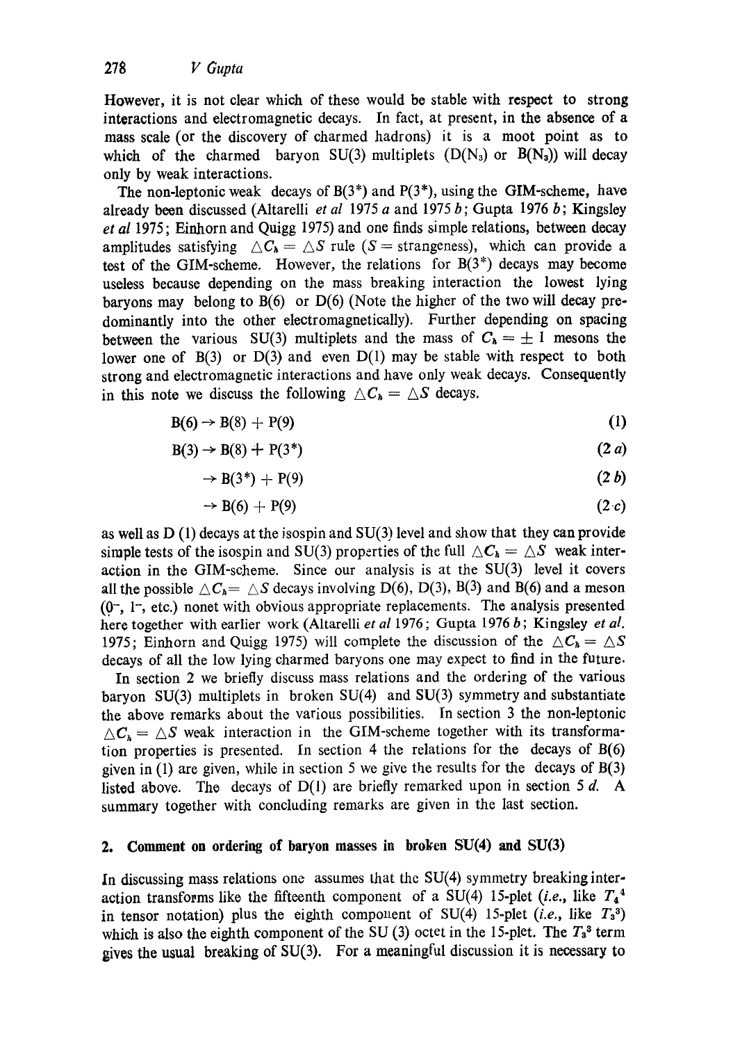However, it is not clear which of these would be stable with respect to strong interactions and electromagnetic decays. In fact, at present, in the absence of a mass scale (or the discovery of charmed hadrons) it is a moot point as to which of the charmed baryon SU(3) multiplets ($D(N_3)$ or $B(N_3)$) will decay only by weak interactions.

The non-leptonic weak decays of B(3*) and P(3*), using the GIM-scheme, have already been discussed (Altarelli *et al* 1975 *a* and 1975 *b*; Gupta 1976 *b*; Kingsley *et al* 1975; Einhorn and Quigg 1975) and one finds simple relations, between decay amplitudes satisfying $\triangle C_h = \triangle S$ rule ($S$ = strangeness), which can provide a test of the GIM-scheme. However, the relations for B(3*) decays may become useless because depending on the mass breaking interaction the lowest lying baryons may belong to B(6) or D(6) (Note the higher of the two will decay predominantly into the other electromagnetically). Further depending on spacing between the various SU(3) multiplets and the mass of $C_h = \pm 1$ mesons the lower one of B(3) or D(3) and even D(1) may be stable with respect to both strong and electromagnetic interactions and have only weak decays. Consequently in this note we discuss the following $\triangle C_h = \triangle S$ decays.

$$B(6) \rightarrow B(8) + P(9) \tag{1}$$

$$B(3) \rightarrow B(8) + P(3^*) \tag{2 a}$$

$$\rightarrow B(3^*) + P(9) \tag{2 b}$$

$$\rightarrow B(6) + P(9) \tag{2 c}$$

as well as D (1) decays at the isospin and SU(3) level and show that they can provide simple tests of the isospin and SU(3) properties of the full $\triangle C_h = \triangle S$ weak interaction in the GIM-scheme. Since our analysis is at the SU(3) level it covers all the possible $\triangle C_h = \triangle S$ decays involving D(6), D(3), B(3) and B(6) and a meson ($0^-$, $1^-$, etc.) nonet with obvious appropriate replacements. The analysis presented here together with earlier work (Altarelli *et al* 1976; Gupta 1976 *b*; Kingsley *et al.* 1975; Einhorn and Quigg 1975) will complete the discussion of the $\triangle C_h = \triangle S$ decays of all the low lying charmed baryons one may expect to find in the future.

In section 2 we briefly discuss mass relations and the ordering of the various baryon SU(3) multiplets in broken SU(4) and SU(3) symmetry and substantiate the above remarks about the various possibilities. In section 3 the non-leptonic $\triangle C_h = \triangle S$ weak interaction in the GIM-scheme together with its transformation properties is presented. In section 4 the relations for the decays of B(6) given in (1) are given, while in section 5 we give the results for the decays of B(3) listed above. The decays of D(1) are briefly remarked upon in section 5 *d*. A summary together with concluding remarks are given in the last section.

## 2. Comment on ordering of baryon masses in broken SU(4) and SU(3)

In discussing mass relations one assumes that the SU(4) symmetry breaking interaction transforms like the fifteenth component of a SU(4) 15-plet (*i.e.*, like $T_4{}^4$ in tensor notation) plus the eighth component of SU(4) 15-plet (*i.e.*, like $T_3{}^3$) which is also the eighth component of the SU (3) octet in the 15-plet. The $T_3{}^3$ term gives the usual breaking of SU(3). For a meaningful discussion it is necessary to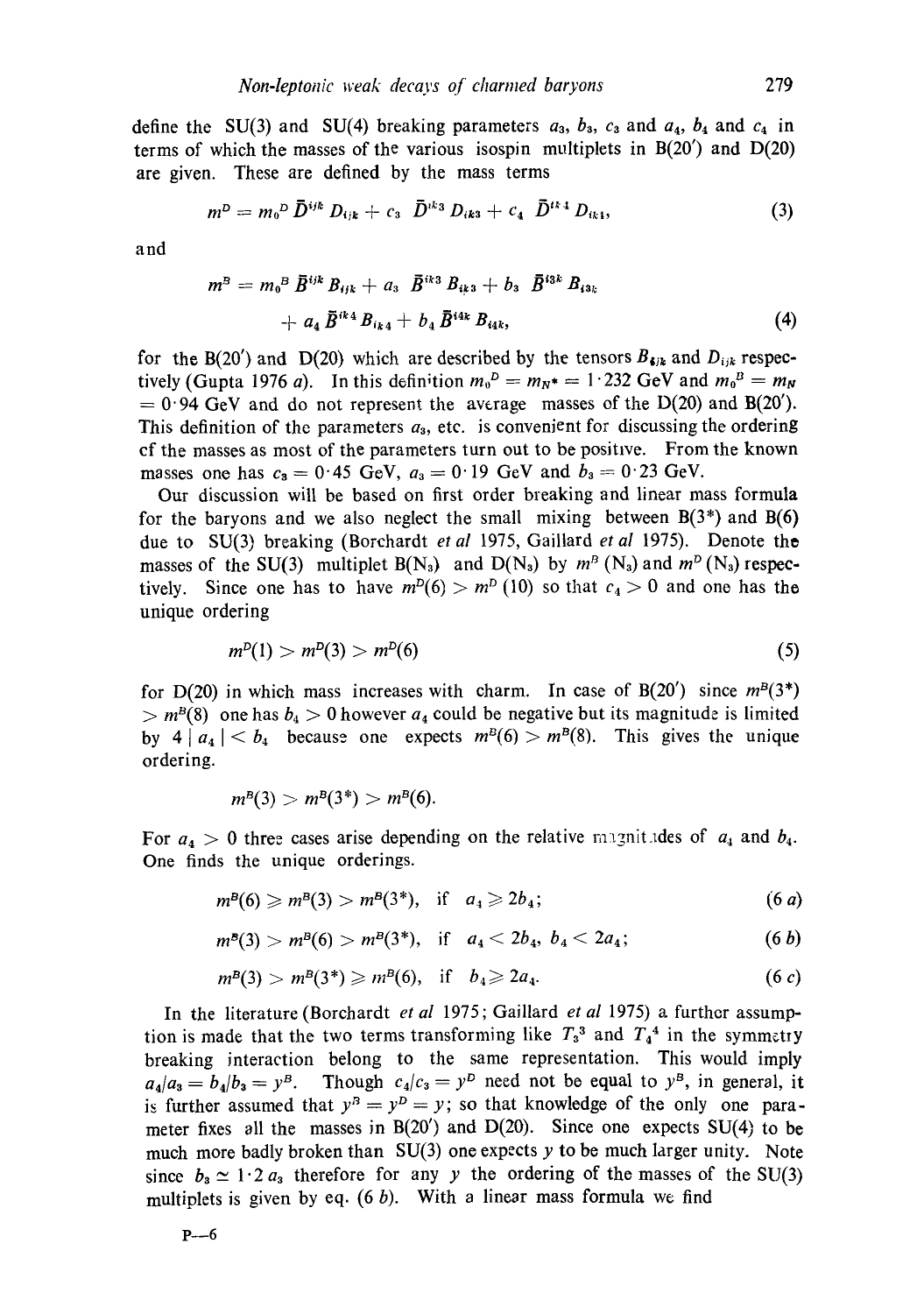define the SU(3) and SU(4) breaking parameters $a_3$, $b_3$, $c_3$ and $a_4$, $b_4$ and $c_4$ in terms of which the masses of the various isospin multiplets in B(20′) and D(20) are given. These are defined by the mass terms

$$m^D = m_0^D \bar{D}^{ijk} D_{ijk} + c_3 \bar{D}^{ik3} D_{ik3} + c_4 \bar{D}^{ik4} D_{ik4}, \tag{3}$$

and

$$m^B = m_0^B \bar{B}^{ijk} B_{ijk} + a_3 \bar{B}^{ik3} B_{ik3} + b_3 \bar{B}^{i3k} B_{i3k} + a_4 \bar{B}^{ik4} B_{ik4} + b_4 \bar{B}^{i4k} B_{i4k}, \tag{4}$$

for the B(20′) and D(20) which are described by the tensors $B_{ijk}$ and $D_{ijk}$ respectively (Gupta 1976 *a*). In this definition $m_0^D = m_{N^*} = 1 \cdot 232$ GeV and $m_0^B = m_N = 0 \cdot 94$ GeV and do not represent the average masses of the D(20) and B(20′). This definition of the parameters $a_3$, etc. is convenient for discussing the ordering of the masses as most of the parameters turn out to be positive. From the known masses one has $c_3 = 0 \cdot 45$ GeV, $a_3 = 0 \cdot 19$ GeV and $b_3 = 0 \cdot 23$ GeV.

Our discussion will be based on first order breaking and linear mass formula for the baryons and we also neglect the small mixing between B(3\*) and B(6) due to SU(3) breaking (Borchardt *et al* 1975, Gaillard *et al* 1975). Denote the masses of the SU(3) multiplet B($N_3$) and D($N_3$) by $m^B(N_3)$ and $m^D(N_3)$ respectively. Since one has to have $m^D(6) > m^D(10)$ so that $c_4 > 0$ and one has the unique ordering

$$m^D(1) > m^D(3) > m^D(6) \tag{5}$$

for D(20) in which mass increases with charm. In case of B(20′) since $m^B(3^*) > m^B(8)$ one has $b_4 > 0$ however $a_4$ could be negative but its magnitude is limited by $4 \mid a_4 \mid < b_4$ because one expects $m^B(6) > m^B(8)$. This gives the unique ordering.

$$m^B(3) > m^B(3^*) > m^B(6).$$

For $a_4 > 0$ three cases arise depending on the relative magnitudes of $a_4$ and $b_4$. One finds the unique orderings.

$$m^B(6) \geqslant m^B(3) > m^B(3^*), \quad \text{if} \quad a_4 \geqslant 2b_4; \tag{6 a}$$

$$m^B(3) > m^B(6) > m^B(3^*), \quad \text{if} \quad a_4 < 2b_4, \; b_4 < 2a_4; \tag{6 b}$$

$$m^B(3) > m^B(3^*) \geqslant m^B(6), \quad \text{if} \quad b_4 \geqslant 2a_4. \tag{6 c}$$

In the literature (Borchardt *et al* 1975; Gaillard *et al* 1975) a further assumption is made that the two terms transforming like $T_3^3$ and $T_4^4$ in the symmetry breaking interaction belong to the same representation. This would imply $a_4/a_3 = b_4/b_3 = y^B$. Though $c_4/c_3 = y^D$ need not be equal to $y^B$, in general, it is further assumed that $y^B = y^D = y$; so that knowledge of the only one parameter fixes all the masses in B(20′) and D(20). Since one expects SU(4) to be much more badly broken than SU(3) one expects $y$ to be much larger unity. Note since $b_3 \simeq 1 \cdot 2\, a_3$ therefore for any $y$ the ordering of the masses of the SU(3) multiplets is given by eq. (6 *b*). With a linear mass formula we find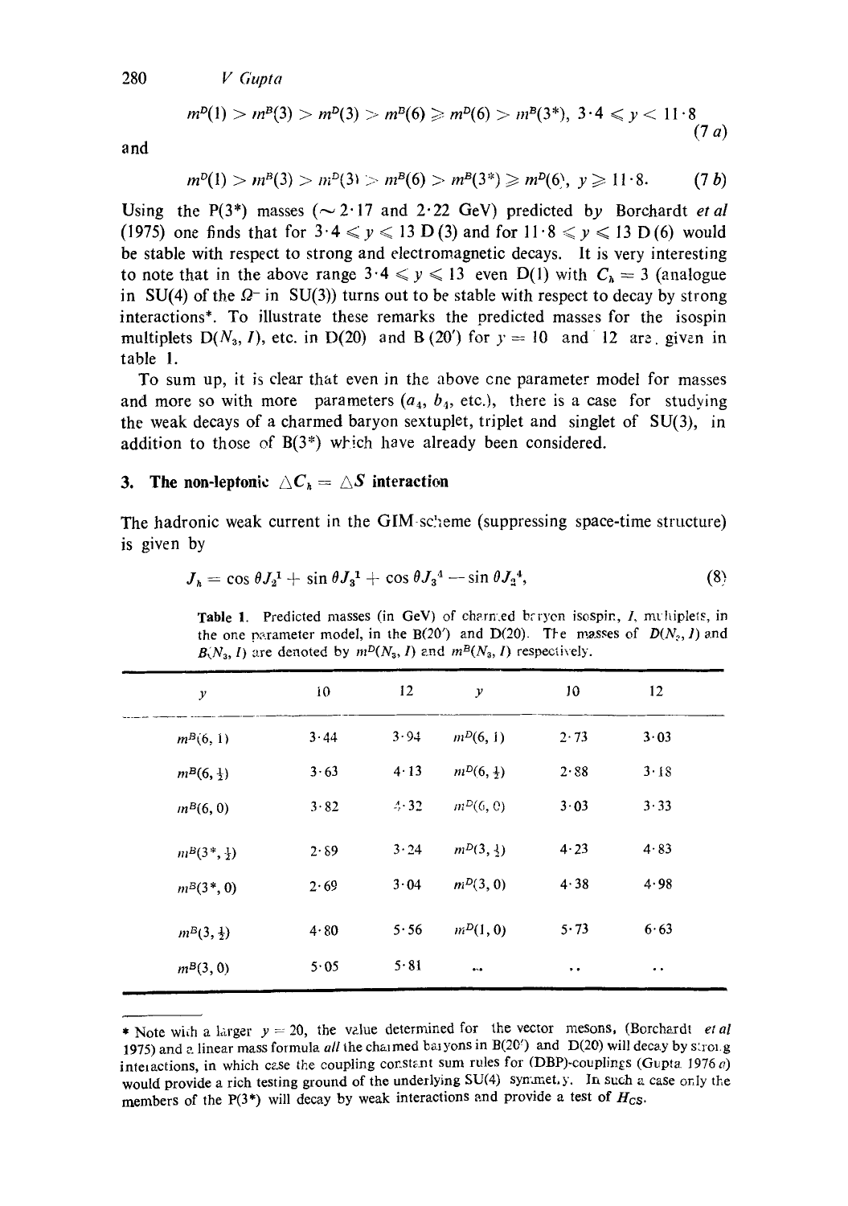$$m^D(1) > m^B(3) > m^D(3) > m^B(6) \geqslant m^D(6) > m^B(3^*),\ 3\cdot 4 \leqslant y < 11\cdot 8 \tag{7 a}$$

and

$$m^D(1) > m^B(3) > m^D(3) > m^B(6) > m^B(3^*) \geqslant m^D(6),\ y \geqslant 11\cdot 8. \tag{7 b}$$

Using the P(3*) masses (~ 2·17 and 2·22 GeV) predicted by Borchardt *et al* (1975) one finds that for $3\cdot 4 \leqslant y \leqslant 13$ D (3) and for $11\cdot 8 \leqslant y \leqslant 13$ D (6) would be stable with respect to strong and electromagnetic decays. It is very interesting to note that in the above range $3\cdot 4 \leqslant y \leqslant 13$ even D(1) with $C_h = 3$ (analogue in SU(4) of the $\Omega^-$ in SU(3)) turns out to be stable with respect to decay by strong interactions*. To illustrate these remarks the predicted masses for the isospin multiplets $D(N_3, I)$, etc. in D(20) and B (20′) for $y = 10$ and 12 are given in table 1.

To sum up, it is clear that even in the above one parameter model for masses and more so with more parameters ($a_4$, $b_4$, etc.), there is a case for studying the weak decays of a charmed baryon sextuplet, triplet and singlet of SU(3), in addition to those of B(3*) which have already been considered.

## 3. The non-leptonic $\triangle C_h = \triangle S$ interaction

The hadronic weak current in the GIM scheme (suppressing space-time structure) is given by

$$J_h = \cos\theta J_2^1 + \sin\theta J_3^1 + \cos\theta J_3^4 - \sin\theta J_2^4, \tag{8}$$

**Table 1.** Predicted masses (in GeV) of charmed baryon isospin, $I$, multiplets, in the one parameter model, in the B(20′) and D(20). The masses of $D(N_3, I)$ and $B(N_3, I)$ are denoted by $m^D(N_3, I)$ and $m^B(N_3, I)$ respectively.

| $y$ | 10 | 12 | $y$ | 10 | 12 |
|---|---|---|---|---|---|
| $m^B(6, 1)$ | 3·44 | 3·94 | $m^D(6, 1)$ | 2·73 | 3·03 |
| $m^B(6, \frac{1}{2})$ | 3·63 | 4·13 | $m^D(6, \frac{1}{2})$ | 2·88 | 3·18 |
| $m^B(6, 0)$ | 3·82 | 4·32 | $m^D(6, 0)$ | 3·03 | 3·33 |
| $m^B(3^*, \frac{1}{2})$ | 2·89 | 3·24 | $m^D(3, \frac{1}{2})$ | 4·23 | 4·83 |
| $m^B(3^*, 0)$ | 2·69 | 3·04 | $m^D(3, 0)$ | 4·38 | 4·98 |
| $m^B(3, \frac{1}{2})$ | 4·80 | 5·56 | $m^D(1, 0)$ | 5·73 | 6·63 |
| $m^B(3, 0)$ | 5·05 | 5·81 | .. | .. | .. |

---

* Note with a larger $y = 20$, the value determined for the vector mesons, (Borchardt *et al* 1975) and a linear mass formula *all* the charmed baryons in B(20′) and D(20) will decay by strong interactions, in which case the coupling constant sum rules for (DBP)-couplings (Gupta 1976 *c*) would provide a rich testing ground of the underlying SU(4) symmetry. In such a case only the members of the P(3*) will decay by weak interactions and provide a test of $H_{CS}$.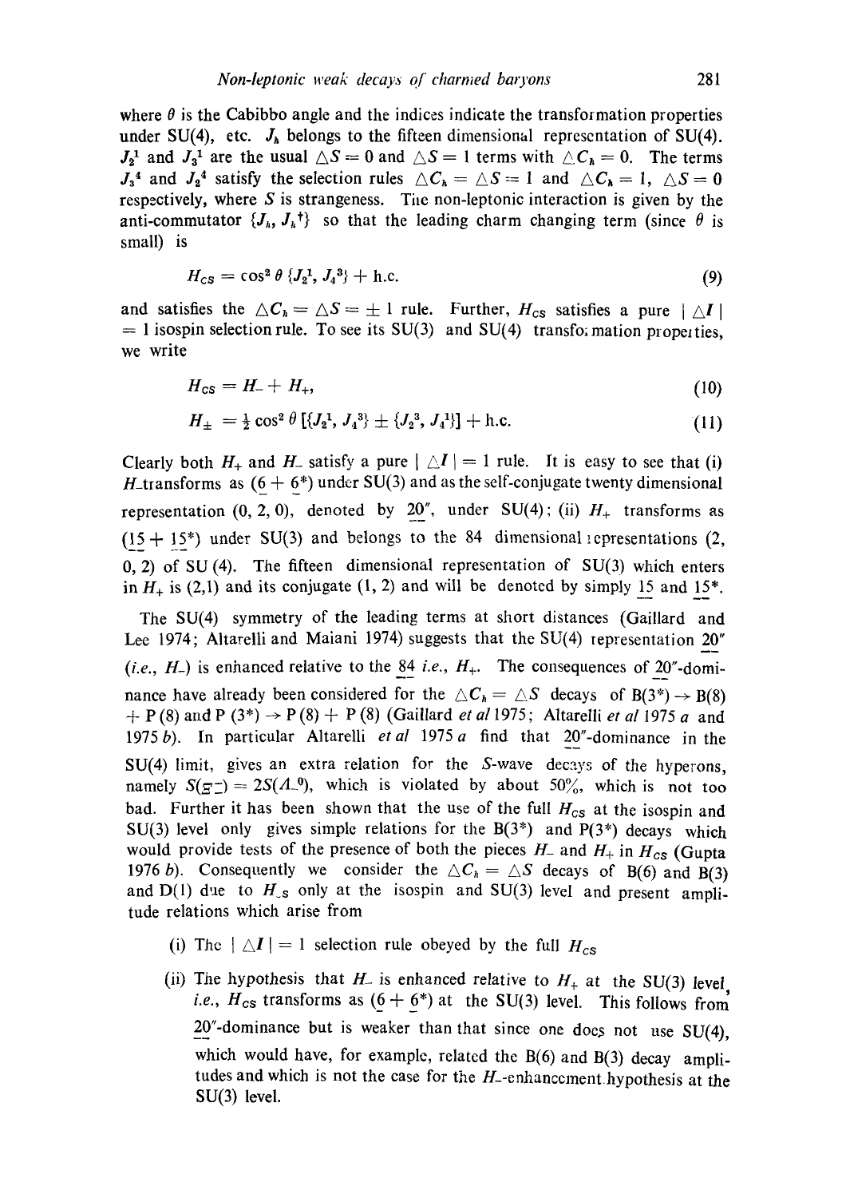where $\theta$ is the Cabibbo angle and the indices indicate the transformation properties under SU(4), etc. $J_h$ belongs to the fifteen dimensional representation of SU(4). $J_2^1$ and $J_3^1$ are the usual $\triangle S = 0$ and $\triangle S = 1$ terms with $\triangle C_h = 0$. The terms $J_3^4$ and $J_2^4$ satisfy the selection rules $\triangle C_h = \triangle S = 1$ and $\triangle C_h = 1$, $\triangle S = 0$ respectively, where $S$ is strangeness. The non-leptonic interaction is given by the anti-commutator $\{J_h, J_h^\dagger\}$ so that the leading charm changing term (since $\theta$ is small) is

$$H_{CS} = \cos^2 \theta \, \{J_2^1, J_4^3\} + \text{h.c.} \tag{9}$$

and satisfies the $\triangle C_h = \triangle S = \pm 1$ rule. Further, $H_{CS}$ satisfies a pure $| \triangle I | = 1$ isospin selection rule. To see its SU(3) and SU(4) transformation properties, we write

$$H_{CS} = H_- + H_+, \tag{10}$$

$$H_\pm = \tfrac{1}{2} \cos^2 \theta \, [\{J_2^1, J_4^3\} \pm \{J_2^3, J_4^1\}] + \text{h.c.} \tag{11}$$

Clearly both $H_+$ and $H_-$ satisfy a pure $| \triangle I | = 1$ rule. It is easy to see that (i) $H_-$ transforms as $(\underline{6} + \underline{6}^*)$ under SU(3) and as the self-conjugate twenty dimensional representation (0, 2, 0), denoted by $\underline{20}''$, under SU(4); (ii) $H_+$ transforms as $(\underline{15} + \underline{15}^*)$ under SU(3) and belongs to the 84 dimensional representations (2, 0, 2) of SU (4). The fifteen dimensional representation of SU(3) which enters in $H_+$ is (2,1) and its conjugate (1, 2) and will be denoted by simply $\underline{15}$ and $\underline{15}^*$.

The SU(4) symmetry of the leading terms at short distances (Gaillard and Lee 1974; Altarelli and Maiani 1974) suggests that the SU(4) representation $\underline{20}''$ (*i.e.*, $H_-$) is enhanced relative to the $\underline{84}$ *i.e.*, $H_+$. The consequences of $\underline{20}''$-dominance have already been considered for the $\triangle C_h = \triangle S$ decays of B(3*) $\rightarrow$ B(8) + P (8) and P (3*) $\rightarrow$ P (8) + P (8) (Gaillard *et al* 1975; Altarelli *et al* 1975 *a* and 1975 *b*). In particular Altarelli *et al* 1975 *a* find that $\underline{20}''$-dominance in the SU(4) limit, gives an extra relation for the *S*-wave decays of the hyperons, namely $S(\Xi_-^-) = 2S(\Lambda_-^0)$, which is violated by about 50%, which is not too bad. Further it has been shown that the use of the full $H_{CS}$ at the isospin and SU(3) level only gives simple relations for the B(3*) and P(3*) decays which would provide tests of the presence of both the pieces $H_-$ and $H_+$ in $H_{CS}$ (Gupta 1976 *b*). Consequently we consider the $\triangle C_h = \triangle S$ decays of B(6) and B(3) and D(1) due to $H_{-S}$ only at the isospin and SU(3) level and present amplitude relations which arise from

(i) The $| \triangle I | = 1$ selection rule obeyed by the full $H_{CS}$

(ii) The hypothesis that $H_-$ is enhanced relative to $H_+$ at the SU(3) level, *i.e.*, $H_{CS}$ transforms as $(\underline{6} + \underline{6}^*)$ at the SU(3) level. This follows from $\underline{20}''$-dominance but is weaker than that since one does not use SU(4), which would have, for example, related the B(6) and B(3) decay amplitudes and which is not the case for the $H_-$-enhancement hypothesis at the SU(3) level.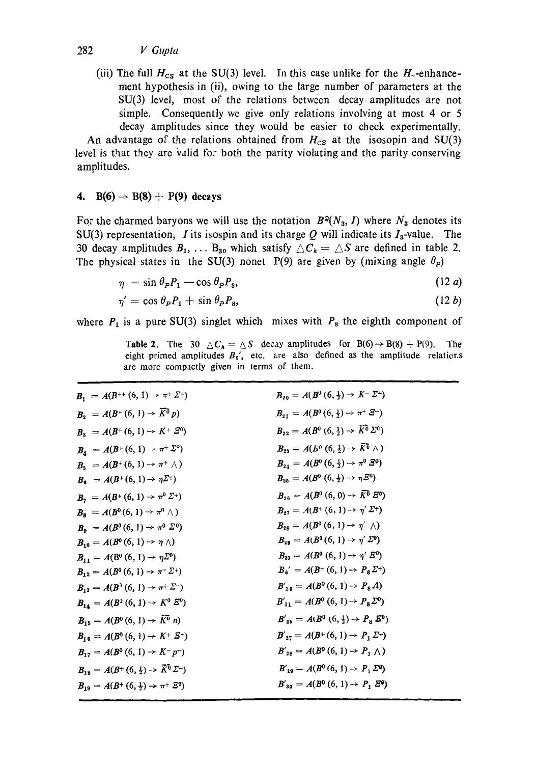(iii) The full $H_{CS}$ at the SU(3) level. In this case unlike for the $H_-$-enhancement hypothesis in (ii), owing to the large number of parameters at the SU(3) level, most of the relations between decay amplitudes are not simple. Consequently we give only relations involving at most 4 or 5 decay amplitudes since they would be easier to check experimentally.

An advantage of the relations obtained from $H_{CS}$ at the isospin and SU(3) level is that they are valid for both the parity violating and the parity conserving amplitudes.

## 4. B(6) → B(8) + P(9) decays

For the charmed baryons we will use the notation $B^Q(N_3, I)$ where $N_3$ denotes its SU(3) representation, $I$ its isospin and its charge $Q$ will indicate its $I_3$-value. The 30 decay amplitudes $B_1, \ldots B_{30}$ which satisfy $\triangle C_h = \triangle S$ are defined in table 2. The physical states in the SU(3) nonet P(9) are given by (mixing angle $\theta_P$)

$$\eta = \sin\theta_P P_1 - \cos\theta_P P_8, \tag{12 a}$$

$$\eta' = \cos\theta_P P_1 + \sin\theta_P P_8, \tag{12 b}$$

where $P_1$ is a pure SU(3) singlet which mixes with $P_8$ the eighth component of

**Table 2.** The 30 $\triangle C_h = \triangle S$ decay amplitudes for $B(6) \to B(8) + P(9)$. The eight primed amplitudes $B_6'$, etc. are also defined as the amplitude relations are more compactly given in terms of them.

| | |
|---|---|
| $B_1 = A(B^{++}(6,1) \to \pi^+ \Sigma^+)$ | $B_{20} = A(B^0(6,\frac{1}{2}) \to K^- \Sigma^+)$ |
| $B_2 = A(B^+(6,1) \to \bar{K}^0 p)$ | $B_{21} = A(B^0(6,\frac{1}{2}) \to \pi^+ \Xi^-)$ |
| $B_3 = A(B^+(6,1) \to K^+ \Xi^0)$ | $B_{22} = A(B^0(6,\frac{1}{2}) \to \bar{K}^0 \Sigma^0)$ |
| $B_4 = A(B^+(6,1) \to \pi^+ \Sigma^0)$ | $B_{23} = A(B^0(6,\frac{1}{2}) \to \bar{K}^0 \Lambda)$ |
| $B_5 = A(B^+(6,1) \to \pi^+ \Lambda)$ | $B_{24} = A(B^0(6,\frac{1}{2}) \to \pi^0 \Xi^0)$ |
| $B_6 = A(B^+(6,1) \to \eta \Sigma^+)$ | $B_{25} = A(B^0(6,\frac{1}{2}) \to \eta \Xi^0)$ |
| $B_7 = A(B^+(6,1) \to \pi^0 \Sigma^+)$ | $B_{26} = A(B^0(6,0) \to \bar{K}^0 \Xi^0)$ |
| $B_8 = A(B^0(6,1) \to \pi^0 \Lambda)$ | $B_{27} = A(B^+(6,1) \to \eta' \Sigma^+)$ |
| $B_9 = A(B^0(6,1) \to \pi^0 \Sigma^0)$ | $B_{28} = A(B^0(6,1) \to \eta' \Lambda)$ |
| $B_{10} = A(B^0(6,1) \to \eta \Lambda)$ | $B_{29} = A(B^0(6,1) \to \eta' \Sigma^0)$ |
| $B_{11} = A(B^0(6,1) \to \eta \Sigma^0)$ | $B_{30} = A(B^0(6,1) \to \eta' \Xi^0)$ |
| $B_{12} = A(B^0(6,1) \to \pi^- \Sigma^+)$ | $B_6' = A(B^+(6,1) \to P_8 \Sigma^+)$ |
| $B_{13} = A(B^0(6,1) \to \pi^+ \Sigma^-)$ | $B_{10}' = A(B^0(6,1) \to P_8 \Lambda)$ |
| $B_{14} = A(B^0(6,1) \to K^0 \Xi^0)$ | $B_{11}' = A(B^0(6,1) \to P_8 \Sigma^0)$ |
| $B_{15} = A(B^0(6,1) \to \bar{K}^0 n)$ | $B_{25}' = A(B^0(6,\frac{1}{2}) \to P_8 \Xi^0)$ |
| $B_{16} = A(B^0(6,1) \to K^+ \Xi^-)$ | $B_{27}' = A(B^+(6,1) \to P_1 \Sigma^+)$ |
| $B_{17} = A(B^0(6,1) \to K^- p^-)$ | $B_{28}' = A(B^0(6,1) \to P_1 \Lambda)$ |
| $B_{18} = A(B^+(6,\frac{1}{2}) \to \bar{K}^0 \Sigma^+)$ | $B_{29}' = A(B^0(6,1) \to P_1 \Sigma^0)$ |
| $B_{19} = A(B^+(6,\frac{1}{2}) \to \pi^+ \Xi^0)$ | $B_{30}' = A(B^0(6,1) \to P_1 \Xi^0)$ |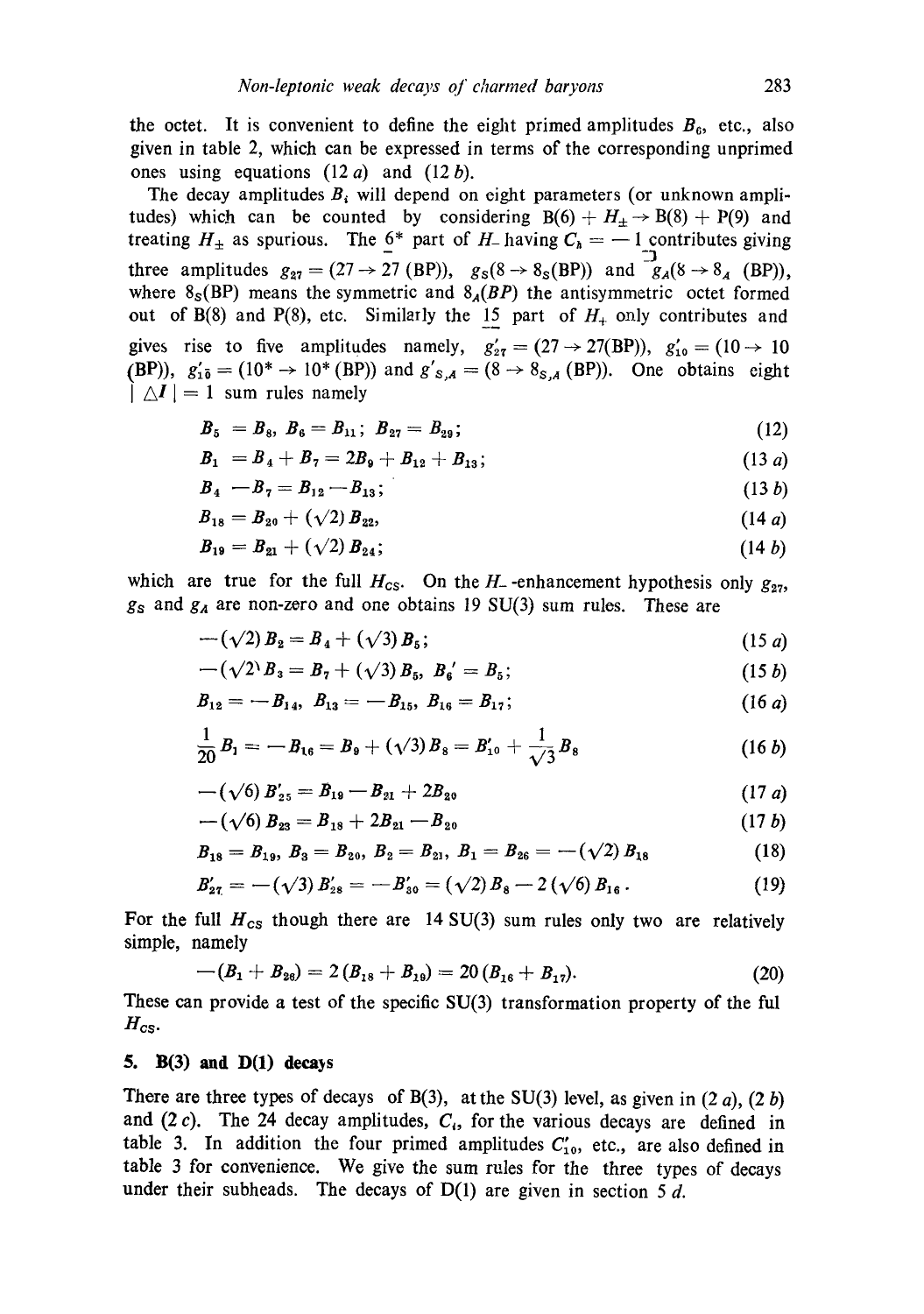the octet. It is convenient to define the eight primed amplitudes $B_6$, etc., also given in table 2, which can be expressed in terms of the corresponding unprimed ones using equations (12 *a*) and (12 *b*).

The decay amplitudes $B_i$ will depend on eight parameters (or unknown amplitudes) which can be counted by considering $\mathrm{B}(6) + H_\pm \to \mathrm{B}(8) + \mathrm{P}(9)$ and treating $H_\pm$ as spurious. The $\underline{6}^*$ part of $H_-$ having $C_h = -1$ contributes giving three amplitudes $g_{27} = (27 \to 27\ (\mathrm{BP}))$, $g_S(8 \to 8_S(\mathrm{BP}))$ and $g_A(8 \to 8_A\ (\mathrm{BP}))$, where $8_S(\mathrm{BP})$ means the symmetric and $8_A(BP)$ the antisymmetric octet formed out of B(8) and P(8), etc. Similarly the $\underline{15}$ part of $H_+$ only contributes and gives rise to five amplitudes namely, $g'_{27} = (27 \to 27(\mathrm{BP}))$, $g'_{10} = (10 \to 10\ (\mathrm{BP}))$, $g'_{\bar{10}} = (10^* \to 10^*\ (\mathrm{BP}))$ and $g'_{S,A} = (8 \to 8_{S,A}\ (\mathrm{BP}))$. One obtains eight $|\Delta I| = 1$ sum rules namely

$$B_5 = B_8,\ B_6 = B_{11};\ B_{27} = B_{29}; \tag{12}$$

$$B_1 = B_4 + B_7 = 2B_9 + B_{12} + B_{13}; \tag{13 a}$$

$$B_4 - B_7 = B_{12} - B_{13}; \tag{13 b}$$

$$B_{18} = B_{20} + (\sqrt{2})\, B_{22}, \tag{14 a}$$

$$B_{19} = B_{21} + (\sqrt{2})\, B_{24}; \tag{14 b}$$

which are true for the full $H_{CS}$. On the $H_-$-enhancement hypothesis only $g_{27}$, $g_S$ and $g_A$ are non-zero and one obtains 19 SU(3) sum rules. These are

$$-(\sqrt{2})\, B_2 = B_4 + (\sqrt{3})\, B_5; \tag{15 a}$$

$$-(\sqrt{2})\, B_3 = B_7 + (\sqrt{3})\, B_5,\ B_6' = B_5; \tag{15 b}$$

$$B_{12} = -B_{14},\ B_{13} = -B_{15},\ B_{16} = B_{17}; \tag{16 a}$$

$$\frac{1}{20} B_1 = -B_{16} = B_9 + (\sqrt{3})\, B_8 = B'_{10} + \frac{1}{\sqrt{3}} B_8 \tag{16 b}$$

$$-(\sqrt{6})\, B'_{25} = B_{19} - B_{21} + 2B_{20} \tag{17 a}$$

$$-(\sqrt{6})\, B_{23} = B_{18} + 2B_{21} - B_{20} \tag{17 b}$$

$$B_{18} = B_{19},\ B_3 = B_{20},\ B_2 = B_{21},\ B_1 = B_{26} = -(\sqrt{2})\, B_{18} \tag{18}$$

$$B'_{27} = -(\sqrt{3})\, B'_{28} = -B'_{30} = (\sqrt{2})\, B_8 - 2\,(\sqrt{6})\, B_{16}. \tag{19}$$

For the full $H_{CS}$ though there are 14 SU(3) sum rules only two are relatively simple, namely

$$-(B_1 + B_{26}) = 2\,(B_{18} + B_{19}) = 20\,(B_{16} + B_{17}). \tag{20}$$

These can provide a test of the specific SU(3) transformation property of the ful $H_{CS}$.

## 5. B(3) and D(1) decays

There are three types of decays of B(3), at the SU(3) level, as given in (2 *a*), (2 *b*) and (2 *c*). The 24 decay amplitudes, $C_i$, for the various decays are defined in table 3. In addition the four primed amplitudes $C'_{10}$, etc., are also defined in table 3 for convenience. We give the sum rules for the three types of decays under their subheads. The decays of D(1) are given in section 5 *d*.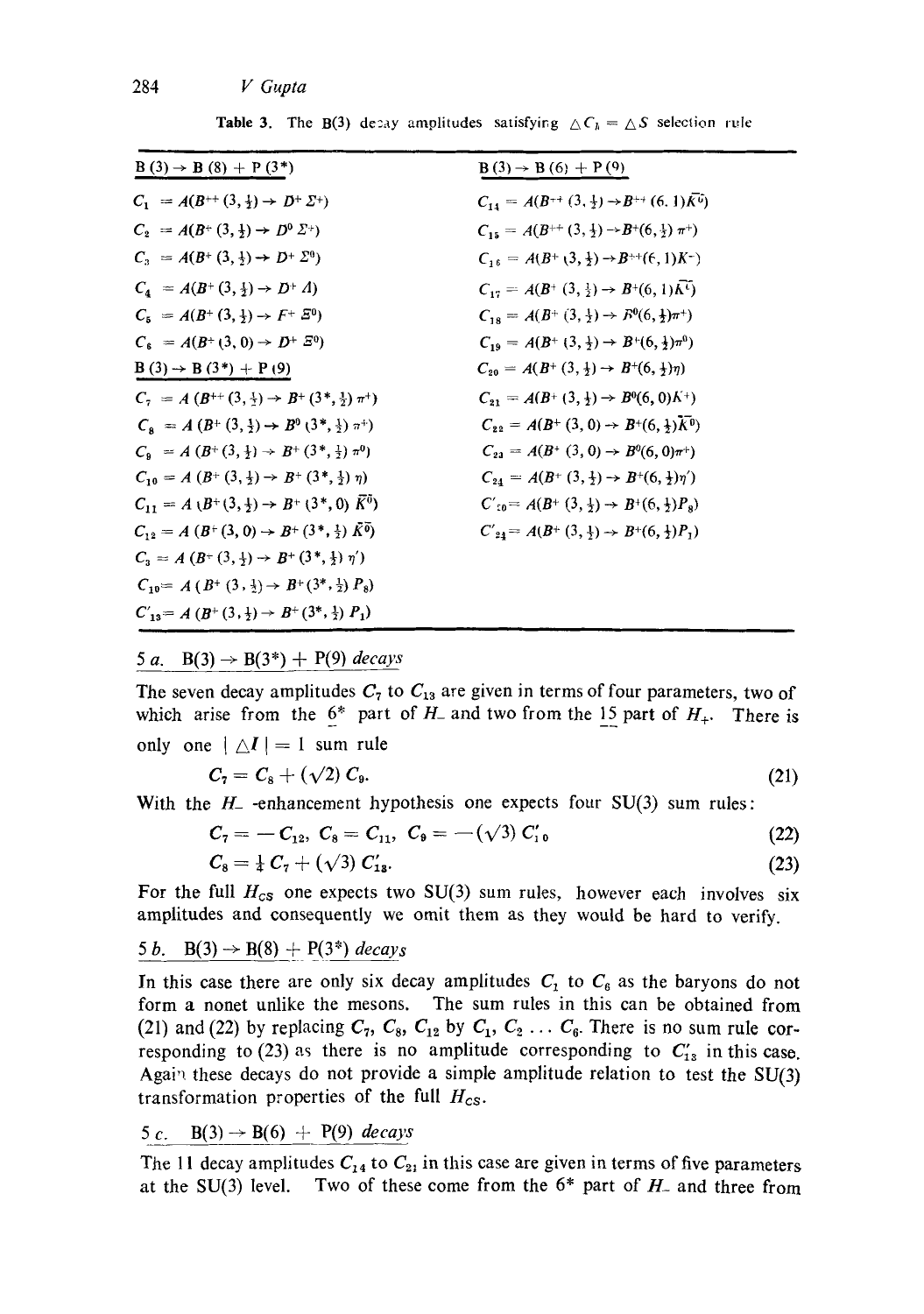Table 3. The B(3) decay amplitudes satisfying $\triangle C_h = \triangle S$ selection rule

| B(3) → B(8) + P(3*) | B(3) → B(6) + P(9) |
|---|---|
| $C_1 = A(B^{++}(3,\frac{1}{2}) \rightarrow D^+ \Sigma^+)$ | $C_{14} = A(B^{++}(3,\frac{1}{2}) \rightarrow B^{++}(6,1)\bar{K}^0)$ |
| $C_2 = A(B^+(3,\frac{1}{2}) \rightarrow D^0 \Sigma^+)$ | $C_{15} = A(B^{++}(3,\frac{1}{2}) \rightarrow B^+(6,\frac{1}{2})\pi^+)$ |
| $C_3 = A(B^+(3,\frac{1}{2}) \rightarrow D^+ \Sigma^0)$ | $C_{16} = A(B^+(3,\frac{1}{2}) \rightarrow B^{++}(6,1)K^-)$ |
| $C_4 = A(B^+(3,\frac{1}{2}) \rightarrow D^+ \Lambda)$ | $C_{17} = A(B^+(3,\frac{1}{2}) \rightarrow B^+(6,1)\bar{K}^0)$ |
| $C_5 = A(B^+(3,\frac{1}{2}) \rightarrow F^+ \Xi^0)$ | $C_{18} = A(B^+(3,\frac{1}{2}) \rightarrow B^0(6,\frac{1}{2})\pi^+)$ |
| $C_6 = A(B^+(3,0) \rightarrow D^+ \Xi^0)$ | $C_{19} = A(B^+(3,\frac{1}{2}) \rightarrow B^+(6,\frac{1}{2})\pi^0)$ |
| **B(3) → B(3*) + P(9)** | $C_{20} = A(B^+(3,\frac{1}{2}) \rightarrow B^+(6,\frac{1}{2})\eta)$ |
| $C_7 = A(B^{++}(3,\frac{1}{2}) \rightarrow B^+(3^*,\frac{1}{2})\pi^+)$ | $C_{21} = A(B^+(3,\frac{1}{2}) \rightarrow B^0(6,0)K^+)$ |
| $C_8 = A(B^+(3,\frac{1}{2}) \rightarrow B^0(3^*,\frac{1}{2})\pi^+)$ | $C_{22} = A(B^+(3,0) \rightarrow B^+(6,\frac{1}{2})\bar{K}^0)$ |
| $C_9 = A(B^+(3,\frac{1}{2}) \rightarrow B^+(3^*,\frac{1}{2})\pi^0)$ | $C_{23} = A(B^+(3,0) \rightarrow B^0(6,0)\pi^+)$ |
| $C_{10} = A(B^+(3,\frac{1}{2}) \rightarrow B^+(3^*,\frac{1}{2})\eta)$ | $C_{24} = A(B^+(3,\frac{1}{2}) \rightarrow B^+(6,\frac{1}{2})\eta')$ |
| $C_{11} = A(B^+(3,\frac{1}{2}) \rightarrow B^+(3^*,0)\bar{K}^0)$ | $C'_{20} = A(B^+(3,\frac{1}{2}) \rightarrow B^+(6,\frac{1}{2})P_8)$ |
| $C_{12} = A(B^+(3,0) \rightarrow B^+(3^*,\frac{1}{2})\bar{K}^0)$ | $C'_{24} = A(B^+(3,\frac{1}{2}) \rightarrow B^+(6,\frac{1}{2})P_1)$ |
| $C_{13} = A(B^+(3,\frac{1}{2}) \rightarrow B^+(3^*,\frac{1}{2})\eta')$ | |
| $C'_{10} = A(B^+(3,\frac{1}{2}) \rightarrow B^+(3^*,\frac{1}{2})P_8)$ | |
| $C'_{13} = A(B^+(3,\frac{1}{2}) \rightarrow B^+(3^*,\frac{1}{2})P_1)$ | |

### 5 a. B(3) → B(3*) + P(9) *decays*

The seven decay amplitudes $C_7$ to $C_{13}$ are given in terms of four parameters, two of which arise from the $\underline{6}^*$ part of $H_-$ and two from the $\underline{15}$ part of $H_+$. There is only one $|\triangle I| = 1$ sum rule

$$C_7 = C_8 + (\sqrt{2})\, C_9. \tag{21}$$

With the $H_-$-enhancement hypothesis one expects four SU(3) sum rules:

$$C_7 = -C_{12},\; C_8 = C_{11},\; C_9 = -(\sqrt{3})\, C'_{10} \tag{22}$$

$$C_8 = \tfrac{1}{2} C_7 + (\sqrt{3})\, C'_{13}. \tag{23}$$

For the full $H_{CS}$ one expects two SU(3) sum rules, however each involves six amplitudes and consequently we omit them as they would be hard to verify.

### 5 b. B(3) → B(8) + P(3*) *decays*

In this case there are only six decay amplitudes $C_1$ to $C_6$ as the baryons do not form a nonet unlike the mesons. The sum rules in this can be obtained from (21) and (22) by replacing $C_7$, $C_8$, $C_{12}$ by $C_1, C_2 \ldots C_6$. There is no sum rule corresponding to (23) as there is no amplitude corresponding to $C'_{13}$ in this case. Again these decays do not provide a simple amplitude relation to test the SU(3) transformation properties of the full $H_{CS}$.

### 5 c. B(3) → B(6) + P(9) *decays*

The 11 decay amplitudes $C_{14}$ to $C_{21}$ in this case are given in terms of five parameters at the SU(3) level. Two of these come from the 6* part of $H_-$ and three from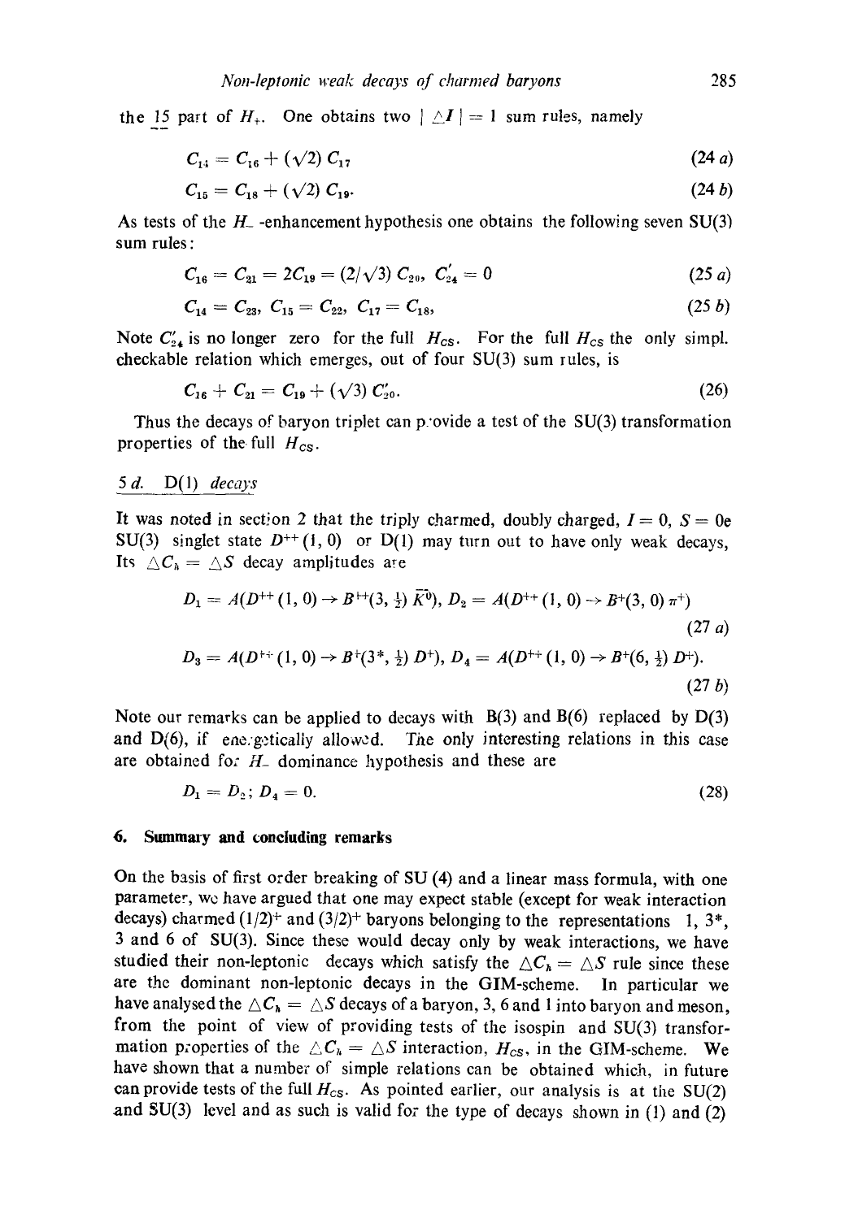the $\underline{15}$ part of $H_{+}$. One obtains two $| \triangle I | = 1$ sum rules, namely

$$C_{14} = C_{16} + (\sqrt{2})\, C_{17} \tag{24 a}$$

$$C_{15} = C_{18} + (\sqrt{2})\, C_{19}. \tag{24 b}$$

As tests of the $H_{-}$-enhancement hypothesis one obtains the following seven SU(3) sum rules:

$$C_{16} = C_{21} = 2C_{19} = (2/\sqrt{3})\, C_{20},\ C'_{24} = 0 \tag{25 a}$$

$$C_{14} = C_{23},\ C_{15} = C_{22},\ C_{17} = C_{18}, \tag{25 b}$$

Note $C'_{24}$ is no longer zero for the full $H_{CS}$. For the full $H_{CS}$ the only simpl. checkable relation which emerges, out of four SU(3) sum rules, is

$$C_{16} + C_{21} = C_{19} + (\sqrt{3})\, C'_{20}. \tag{26}$$

Thus the decays of baryon triplet can provide a test of the SU(3) transformation properties of the full $H_{CS}$.

## 5 d. D(1) decays

It was noted in section 2 that the triply charmed, doubly charged, $I = 0$, $S = 0$e SU(3) singlet state $D^{++}(1, 0)$ or D(1) may turn out to have only weak decays, Its $\triangle C_h = \triangle S$ decay amplitudes are

$$D_1 = A(D^{++}(1, 0) \rightarrow B^{++}(3, \tfrac{1}{2})\, \bar{K}^0),\ D_2 = A(D^{++}(1, 0) \rightarrow B^{+}(3, 0)\, \pi^{+}) \tag{27 a}$$

$$D_3 = A(D^{++}(1, 0) \rightarrow B^{+}(3^*, \tfrac{1}{2})\, D^{+}),\ D_4 = A(D^{++}(1, 0) \rightarrow B^{+}(6, \tfrac{1}{2})\, D^{+}). \tag{27 b}$$

Note our remarks can be applied to decays with B(3) and B(6) replaced by D(3) and D(6), if energetically allowed. The only interesting relations in this case are obtained for $H_{-}$ dominance hypothesis and these are

$$D_1 = D_2;\ D_4 = 0. \tag{28}$$

## 6. Summary and concluding remarks

On the basis of first order breaking of SU (4) and a linear mass formula, with one parameter, we have argued that one may expect stable (except for weak interaction decays) charmed $(1/2)^{+}$ and $(3/2)^{+}$ baryons belonging to the representations 1, 3*, 3 and 6 of SU(3). Since these would decay only by weak interactions, we have studied their non-leptonic decays which satisfy the $\triangle C_h = \triangle S$ rule since these are the dominant non-leptonic decays in the GIM-scheme. In particular we have analysed the $\triangle C_h = \triangle S$ decays of a baryon, 3, 6 and 1 into baryon and meson, from the point of view of providing tests of the isospin and SU(3) transformation properties of the $\triangle C_h = \triangle S$ interaction, $H_{CS}$, in the GIM-scheme. We have shown that a number of simple relations can be obtained which, in future can provide tests of the full $H_{CS}$. As pointed earlier, our analysis is at the SU(2) and SU(3) level and as such is valid for the type of decays shown in (1) and (2)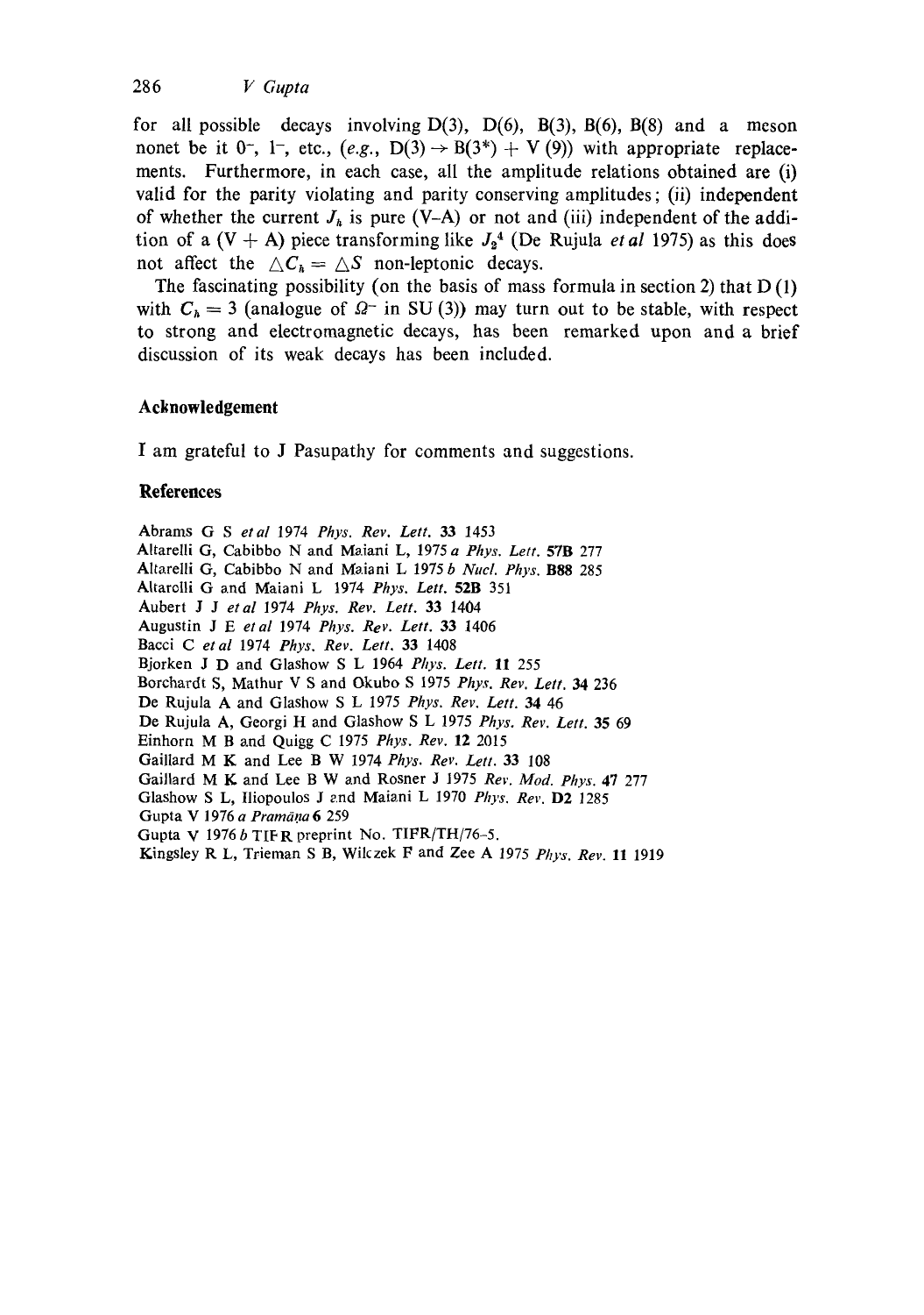for all possible decays involving D(3), D(6), B(3), B(6), B(8) and a meson nonet be it $0^-$, $1^-$, etc., (*e.g.*, $D(3) \rightarrow B(3^*) + V(9)$) with appropriate replacements. Furthermore, in each case, all the amplitude relations obtained are (i) valid for the parity violating and parity conserving amplitudes; (ii) independent of whether the current $J_h$ is pure (V–A) or not and (iii) independent of the addition of a (V + A) piece transforming like $J_2^4$ (De Rujula *et al* 1975) as this does not affect the $\triangle C_h = \triangle S$ non-leptonic decays.

The fascinating possibility (on the basis of mass formula in section 2) that D (1) with $C_h = 3$ (analogue of $\Omega^-$ in SU (3)) may turn out to be stable, with respect to strong and electromagnetic decays, has been remarked upon and a brief discussion of its weak decays has been included.

## Acknowledgement

I am grateful to J Pasupathy for comments and suggestions.

## References

Abrams G S *et al* 1974 *Phys. Rev. Lett.* **33** 1453
Altarelli G, Cabibbo N and Maiani L, 1975 *a* *Phys. Lett.* **57B** 277
Altarelli G, Cabibbo N and Maiani L 1975 *b* *Nucl. Phys.* **B88** 285
Altarelli G and Maiani L 1974 *Phys. Lett.* **52B** 351
Aubert J J *et al* 1974 *Phys. Rev. Lett.* **33** 1404
Augustin J E *et al* 1974 *Phys. Rev. Lett.* **33** 1406
Bacci C *et al* 1974 *Phys. Rev. Lett.* **33** 1408
Bjorken J D and Glashow S L 1964 *Phys. Lett.* **11** 255
Borchardt S, Mathur V S and Okubo S 1975 *Phys. Rev. Lett.* **34** 236
De Rujula A and Glashow S L 1975 *Phys. Rev. Lett.* **34** 46
De Rujula A, Georgi H and Glashow S L 1975 *Phys. Rev. Lett.* **35** 69
Einhorn M B and Quigg C 1975 *Phys. Rev.* **12** 2015
Gaillard M K and Lee B W 1974 *Phys. Rev. Lett.* **33** 108
Gaillard M K and Lee B W and Rosner J 1975 *Rev. Mod. Phys.* **47** 277
Glashow S L, Iliopoulos J and Maiani L 1970 *Phys. Rev.* **D2** 1285
Gupta V 1976 *a* *Pramāṇa* **6** 259
Gupta V 1976 *b* TIFR preprint No. TIFR/TH/76–5.
Kingsley R L, Trieman S B, Wilczek F and Zee A 1975 *Phys. Rev.* **11** 1919